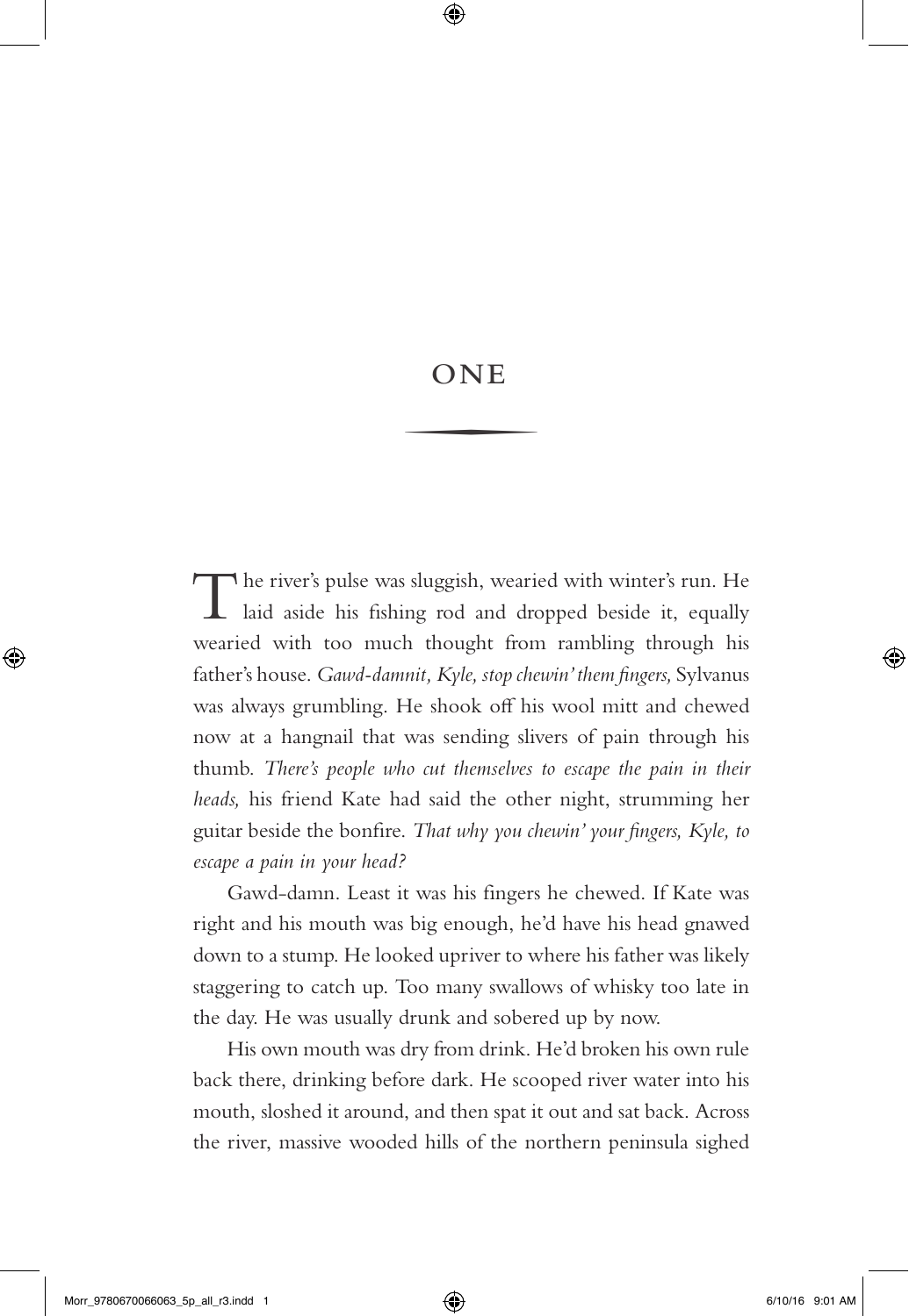# ONE

The river's pulse was sluggish, wearied with winter's run. He laid aside his fishing rod and dropped beside it, equally wearied with too much thought from rambling through his father's house. *Gawd-damnit, Kyle, stop chewin' them fingers,* Sylvanus was always grumbling. He shook off his wool mitt and chewed now at a hangnail that was sending slivers of pain through his thumb. *There's people who cut themselves to escape the pain in their heads,* his friend Kate had said the other night, strumming her guitar beside the bonfire. *That why you chewin' your fingers, Kyle, to escape a pain in your head?*

Gawd-damn. Least it was his fingers he chewed. If Kate was right and his mouth was big enough, he'd have his head gnawed down to a stump. He looked upriver to where his father was likely staggering to catch up. Too many swallows of whisky too late in the day. He was usually drunk and sobered up by now.

His own mouth was dry from drink. He'd broken his own rule back there, drinking before dark. He scooped river water into his mouth, sloshed it around, and then spat it out and sat back. Across the river, massive wooded hills of the northern peninsula sighed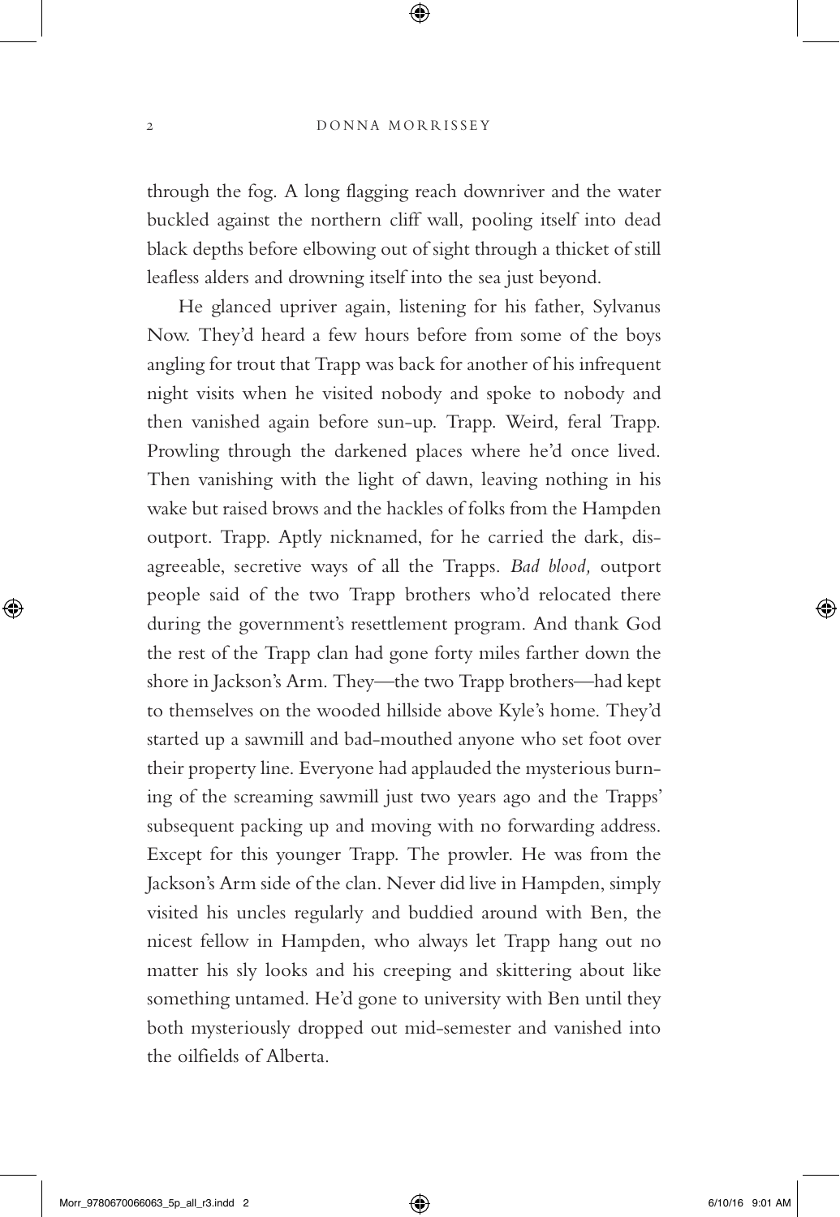through the fog. A long flagging reach downriver and the water buckled against the northern cliff wall, pooling itself into dead black depths before elbowing out of sight through a thicket of still leafless alders and drowning itself into the sea just beyond.

He glanced upriver again, listening for his father, Sylvanus Now. They'd heard a few hours before from some of the boys angling for trout that Trapp was back for another of his infrequent night visits when he visited nobody and spoke to nobody and then vanished again before sun-up. Trapp. Weird, feral Trapp. Prowling through the darkened places where he'd once lived. Then vanishing with the light of dawn, leaving nothing in his wake but raised brows and the hackles of folks from the Hampden outport. Trapp. Aptly nicknamed, for he carried the dark, disagreeable, secretive ways of all the Trapps. *Bad blood,* outport people said of the two Trapp brothers who'd relocated there during the government's resettlement program. And thank God the rest of the Trapp clan had gone forty miles farther down the shore in Jackson's Arm. They—the two Trapp brothers—had kept to themselves on the wooded hillside above Kyle's home. They'd started up a sawmill and bad-mouthed anyone who set foot over their property line. Everyone had applauded the mysterious burning of the screaming sawmill just two years ago and the Trapps' subsequent packing up and moving with no forwarding address. Except for this younger Trapp. The prowler. He was from the Jackson's Arm side of the clan. Never did live in Hampden, simply visited his uncles regularly and buddied around with Ben, the nicest fellow in Hampden, who always let Trapp hang out no matter his sly looks and his creeping and skittering about like something untamed. He'd gone to university with Ben until they both mysteriously dropped out mid-semester and vanished into the oilfields of Alberta.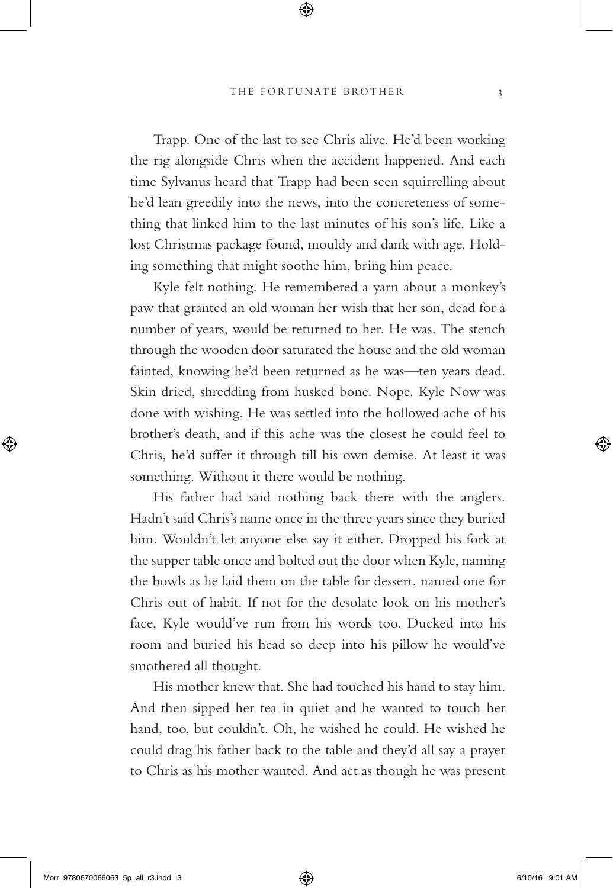Trapp. One of the last to see Chris alive. He'd been working the rig alongside Chris when the accident happened. And each time Sylvanus heard that Trapp had been seen squirrelling about he'd lean greedily into the news, into the concreteness of something that linked him to the last minutes of his son's life. Like a lost Christmas package found, mouldy and dank with age. Holding something that might soothe him, bring him peace.

Kyle felt nothing. He remembered a yarn about a monkey's paw that granted an old woman her wish that her son, dead for a number of years, would be returned to her. He was. The stench through the wooden door saturated the house and the old woman fainted, knowing he'd been returned as he was—ten years dead. Skin dried, shredding from husked bone. Nope. Kyle Now was done with wishing. He was settled into the hollowed ache of his brother's death, and if this ache was the closest he could feel to Chris, he'd suffer it through till his own demise. At least it was something. Without it there would be nothing.

His father had said nothing back there with the anglers. Hadn't said Chris's name once in the three years since they buried him. Wouldn't let anyone else say it either. Dropped his fork at the supper table once and bolted out the door when Kyle, naming the bowls as he laid them on the table for dessert, named one for Chris out of habit. If not for the desolate look on his mother's face, Kyle would've run from his words too. Ducked into his room and buried his head so deep into his pillow he would've smothered all thought.

His mother knew that. She had touched his hand to stay him. And then sipped her tea in quiet and he wanted to touch her hand, too, but couldn't. Oh, he wished he could. He wished he could drag his father back to the table and they'd all say a prayer to Chris as his mother wanted. And act as though he was present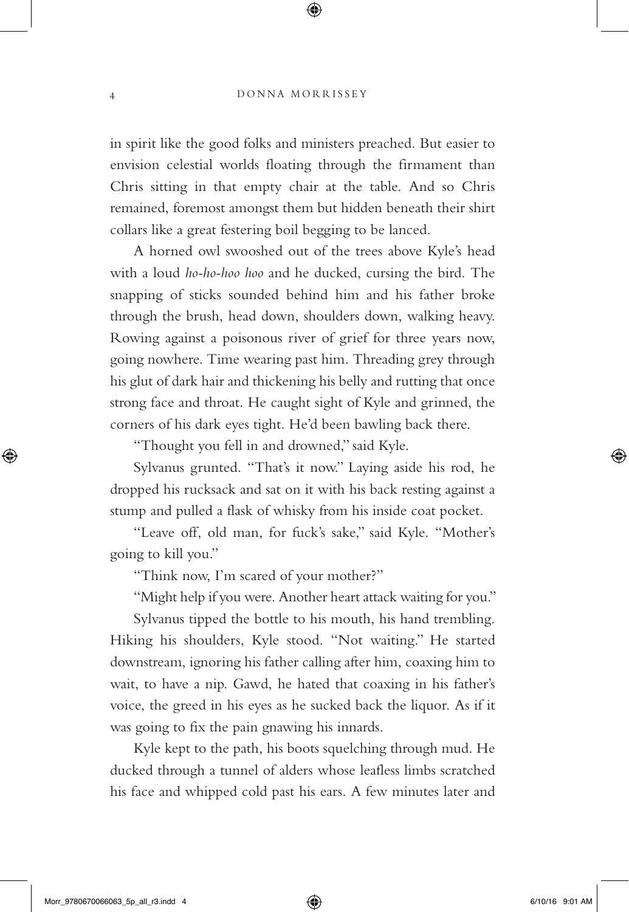in spirit like the good folks and ministers preached. But easier to envision celestial worlds floating through the firmament than Chris sitting in that empty chair at the table. And so Chris remained, foremost amongst them but hidden beneath their shirt collars like a great festering boil begging to be lanced.

A horned owl swooshed out of the trees above Kyle's head with a loud *ho-ho-hoo hoo* and he ducked, cursing the bird. The snapping of sticks sounded behind him and his father broke through the brush, head down, shoulders down, walking heavy. Rowing against a poisonous river of grief for three years now, going nowhere. Time wearing past him. Threading grey through his glut of dark hair and thickening his belly and rutting that once strong face and throat. He caught sight of Kyle and grinned, the corners of his dark eyes tight. He'd been bawling back there.

"Thought you fell in and drowned," said Kyle.

Sylvanus grunted. "That's it now." Laying aside his rod, he dropped his rucksack and sat on it with his back resting against a stump and pulled a flask of whisky from his inside coat pocket.

"Leave off, old man, for fuck's sake," said Kyle. "Mother's going to kill you."

"Think now, I'm scared of your mother?"

"Might help if you were. Another heart attack waiting for you."

Sylvanus tipped the bottle to his mouth, his hand trembling. Hiking his shoulders, Kyle stood. "Not waiting." He started downstream, ignoring his father calling after him, coaxing him to wait, to have a nip. Gawd, he hated that coaxing in his father's voice, the greed in his eyes as he sucked back the liquor. As if it was going to fix the pain gnawing his innards.

Kyle kept to the path, his boots squelching through mud. He ducked through a tunnel of alders whose leafless limbs scratched his face and whipped cold past his ears. A few minutes later and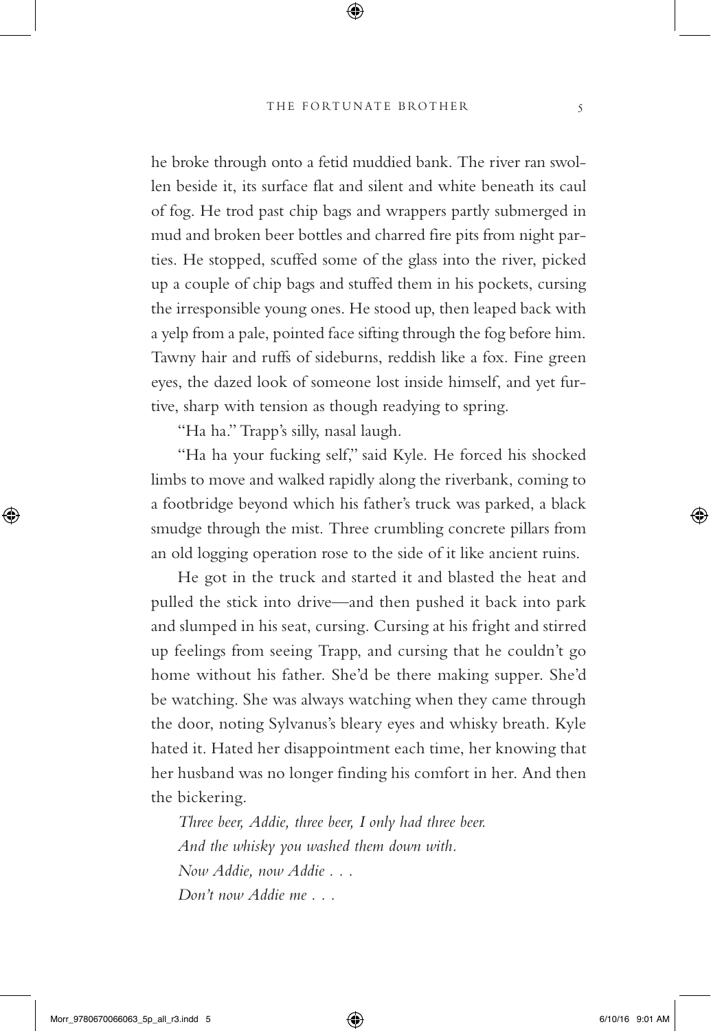he broke through onto a fetid muddied bank. The river ran swollen beside it, its surface flat and silent and white beneath its caul of fog. He trod past chip bags and wrappers partly submerged in mud and broken beer bottles and charred fire pits from night parties. He stopped, scuffed some of the glass into the river, picked up a couple of chip bags and stuffed them in his pockets, cursing the irresponsible young ones. He stood up, then leaped back with a yelp from a pale, pointed face sifting through the fog before him. Tawny hair and ruffs of sideburns, reddish like a fox. Fine green eyes, the dazed look of someone lost inside himself, and yet furtive, sharp with tension as though readying to spring.

"Ha ha." Trapp's silly, nasal laugh.

"Ha ha your fucking self," said Kyle. He forced his shocked limbs to move and walked rapidly along the riverbank, coming to a footbridge beyond which his father's truck was parked, a black smudge through the mist. Three crumbling concrete pillars from an old logging operation rose to the side of it like ancient ruins.

He got in the truck and started it and blasted the heat and pulled the stick into drive—and then pushed it back into park and slumped in his seat, cursing. Cursing at his fright and stirred up feelings from seeing Trapp, and cursing that he couldn't go home without his father. She'd be there making supper. She'd be watching. She was always watching when they came through the door, noting Sylvanus's bleary eyes and whisky breath. Kyle hated it. Hated her disappointment each time, her knowing that her husband was no longer finding his comfort in her. And then the bickering.

*Three beer, Addie, three beer, I only had three beer.*

*And the whisky you washed them down with.*

*Now Addie, now Addie . . .*

*Don't now Addie me . . .*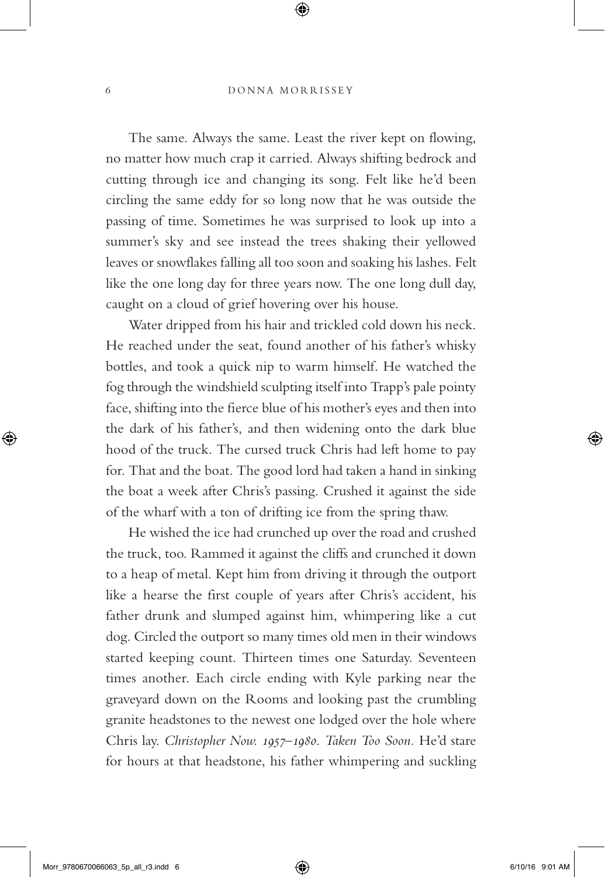The same. Always the same. Least the river kept on flowing, no matter how much crap it carried. Always shifting bedrock and cutting through ice and changing its song. Felt like he'd been circling the same eddy for so long now that he was outside the passing of time. Sometimes he was surprised to look up into a summer's sky and see instead the trees shaking their yellowed leaves or snowflakes falling all too soon and soaking his lashes. Felt like the one long day for three years now. The one long dull day, caught on a cloud of grief hovering over his house.

Water dripped from his hair and trickled cold down his neck. He reached under the seat, found another of his father's whisky bottles, and took a quick nip to warm himself. He watched the fog through the windshield sculpting itself into Trapp's pale pointy face, shifting into the fierce blue of his mother's eyes and then into the dark of his father's, and then widening onto the dark blue hood of the truck. The cursed truck Chris had left home to pay for. That and the boat. The good lord had taken a hand in sinking the boat a week after Chris's passing. Crushed it against the side of the wharf with a ton of drifting ice from the spring thaw.

He wished the ice had crunched up over the road and crushed the truck, too. Rammed it against the cliffs and crunched it down to a heap of metal. Kept him from driving it through the outport like a hearse the first couple of years after Chris's accident, his father drunk and slumped against him, whimpering like a cut dog. Circled the outport so many times old men in their windows started keeping count. Thirteen times one Saturday. Seventeen times another. Each circle ending with Kyle parking near the graveyard down on the Rooms and looking past the crumbling granite headstones to the newest one lodged over the hole where Chris lay. *Christopher Now. 1957–1980. Taken Too Soon.* He'd stare for hours at that headstone, his father whimpering and suckling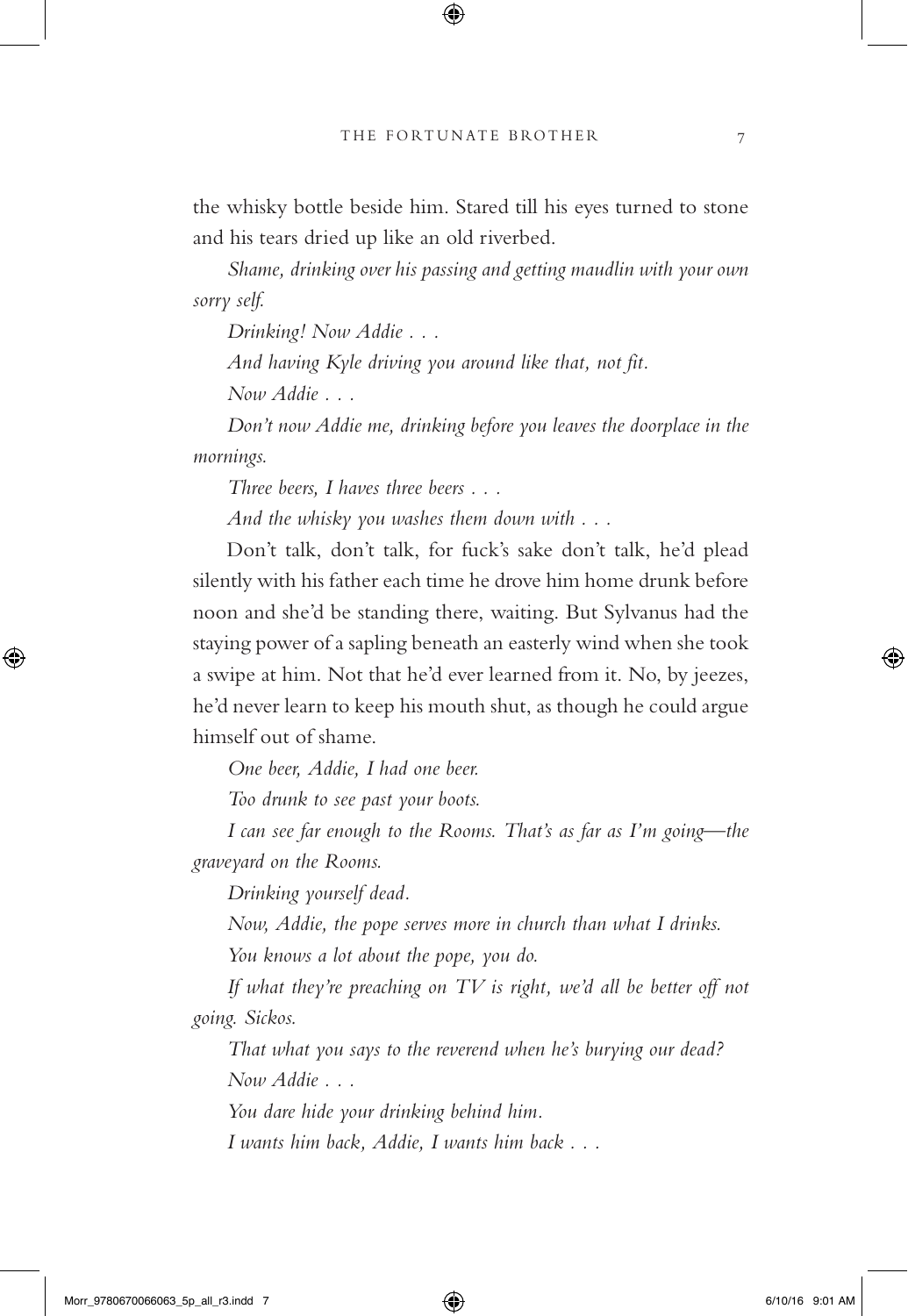the whisky bottle beside him. Stared till his eyes turned to stone and his tears dried up like an old riverbed.

*Shame, drinking over his passing and getting maudlin with your own sorry self.*

*Drinking! Now Addie . . .*

*And having Kyle driving you around like that, not fit.*

*Now Addie . . .*

*Don't now Addie me, drinking before you leaves the doorplace in the mornings.*

*Three beers, I haves three beers . . .*

*And the whisky you washes them down with . . .*

Don't talk, don't talk, for fuck's sake don't talk, he'd plead silently with his father each time he drove him home drunk before noon and she'd be standing there, waiting. But Sylvanus had the staying power of a sapling beneath an easterly wind when she took a swipe at him. Not that he'd ever learned from it. No, by jeezes, he'd never learn to keep his mouth shut, as though he could argue himself out of shame.

*One beer, Addie, I had one beer.*

*Too drunk to see past your boots.*

*I can see far enough to the Rooms. That's as far as I'm going—the graveyard on the Rooms.*

*Drinking yourself dead.*

*Now, Addie, the pope serves more in church than what I drinks.*

*You knows a lot about the pope, you do.*

*If what they're preaching on TV is right, we'd all be better off not going. Sickos.*

*That what you says to the reverend when he's burying our dead?*

*Now Addie . . .*

*You dare hide your drinking behind him.*

*I wants him back, Addie, I wants him back . . .*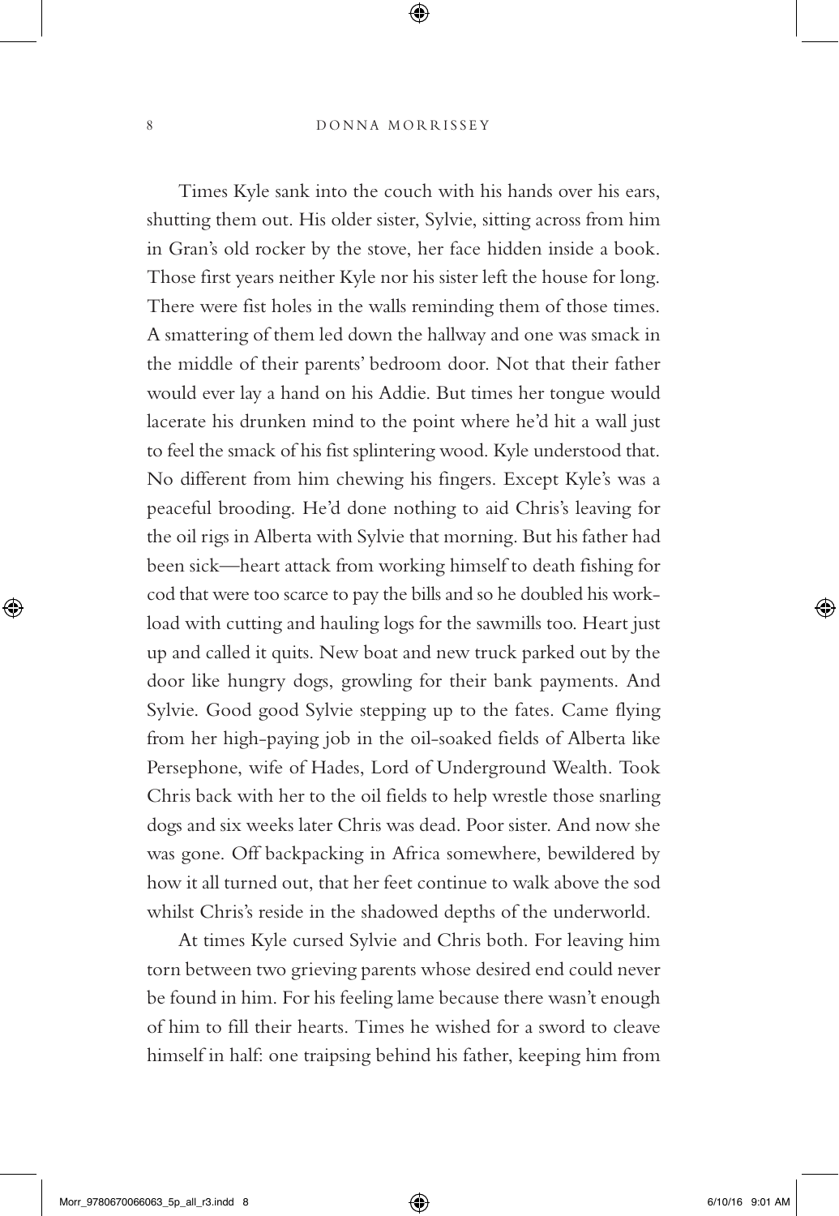Times Kyle sank into the couch with his hands over his ears, shutting them out. His older sister, Sylvie, sitting across from him in Gran's old rocker by the stove, her face hidden inside a book. Those first years neither Kyle nor his sister left the house for long. There were fist holes in the walls reminding them of those times. A smattering of them led down the hallway and one was smack in the middle of their parents' bedroom door. Not that their father would ever lay a hand on his Addie. But times her tongue would lacerate his drunken mind to the point where he'd hit a wall just to feel the smack of his fist splintering wood. Kyle understood that. No different from him chewing his fingers. Except Kyle's was a peaceful brooding. He'd done nothing to aid Chris's leaving for the oil rigs in Alberta with Sylvie that morning. But his father had been sick—heart attack from working himself to death fishing for cod that were too scarce to pay the bills and so he doubled his workload with cutting and hauling logs for the sawmills too. Heart just up and called it quits. New boat and new truck parked out by the door like hungry dogs, growling for their bank payments. And Sylvie. Good good Sylvie stepping up to the fates. Came flying from her high-paying job in the oil-soaked fields of Alberta like Persephone, wife of Hades, Lord of Underground Wealth. Took Chris back with her to the oil fields to help wrestle those snarling dogs and six weeks later Chris was dead. Poor sister. And now she was gone. Off backpacking in Africa somewhere, bewildered by how it all turned out, that her feet continue to walk above the sod whilst Chris's reside in the shadowed depths of the underworld.

At times Kyle cursed Sylvie and Chris both. For leaving him torn between two grieving parents whose desired end could never be found in him. For his feeling lame because there wasn't enough of him to fill their hearts. Times he wished for a sword to cleave himself in half: one traipsing behind his father, keeping him from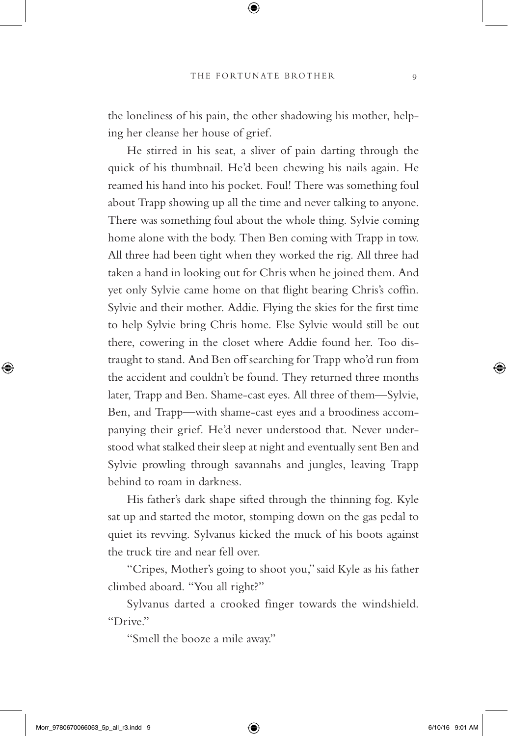the loneliness of his pain, the other shadowing his mother, helping her cleanse her house of grief.

He stirred in his seat, a sliver of pain darting through the quick of his thumbnail. He'd been chewing his nails again. He reamed his hand into his pocket. Foul! There was something foul about Trapp showing up all the time and never talking to anyone. There was something foul about the whole thing. Sylvie coming home alone with the body. Then Ben coming with Trapp in tow. All three had been tight when they worked the rig. All three had taken a hand in looking out for Chris when he joined them. And yet only Sylvie came home on that flight bearing Chris's coffin. Sylvie and their mother. Addie. Flying the skies for the first time to help Sylvie bring Chris home. Else Sylvie would still be out there, cowering in the closet where Addie found her. Too distraught to stand. And Ben off searching for Trapp who'd run from the accident and couldn't be found. They returned three months later, Trapp and Ben. Shame-cast eyes. All three of them—Sylvie, Ben, and Trapp—with shame-cast eyes and a broodiness accompanying their grief. He'd never understood that. Never understood what stalked their sleep at night and eventually sent Ben and Sylvie prowling through savannahs and jungles, leaving Trapp behind to roam in darkness.

His father's dark shape sifted through the thinning fog. Kyle sat up and started the motor, stomping down on the gas pedal to quiet its revving. Sylvanus kicked the muck of his boots against the truck tire and near fell over.

"Cripes, Mother's going to shoot you," said Kyle as his father climbed aboard. "You all right?"

Sylvanus darted a crooked finger towards the windshield. "Drive."

"Smell the booze a mile away."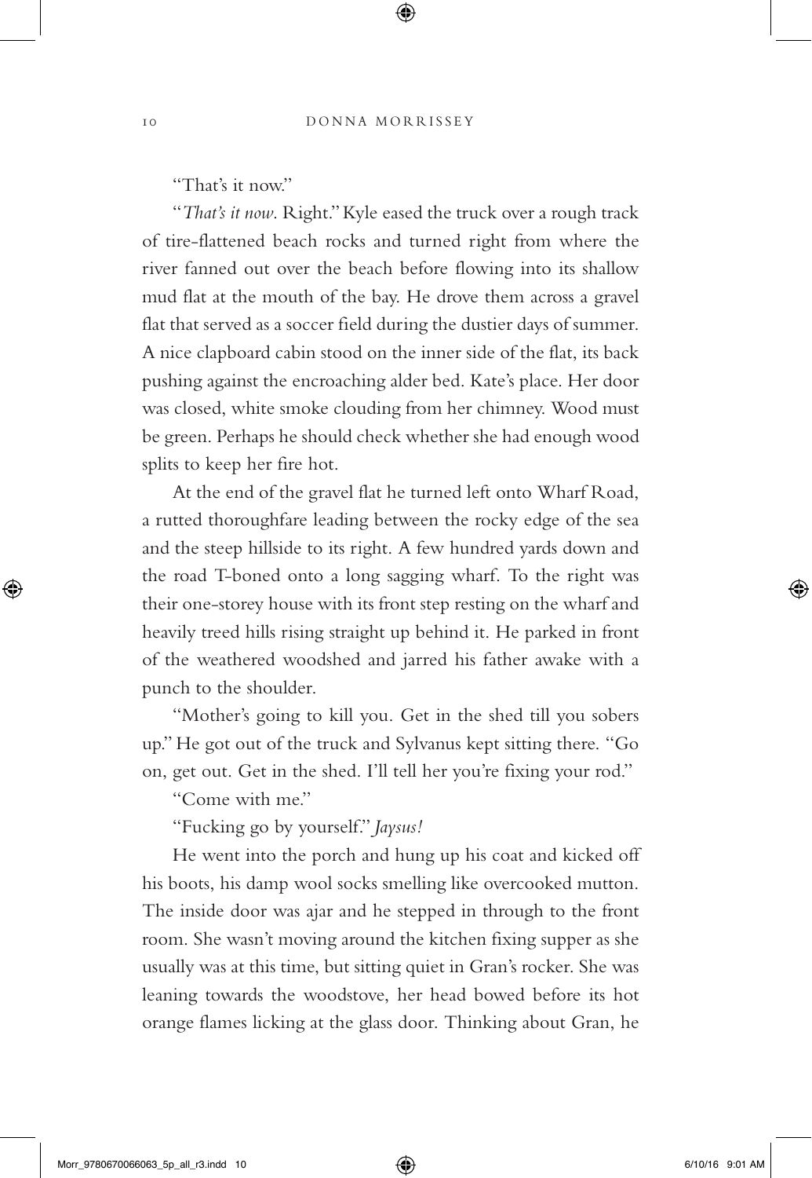"That's it now."

"*That's it now*. Right." Kyle eased the truck over a rough track of tire-flattened beach rocks and turned right from where the river fanned out over the beach before flowing into its shallow mud flat at the mouth of the bay. He drove them across a gravel flat that served as a soccer field during the dustier days of summer. A nice clapboard cabin stood on the inner side of the flat, its back pushing against the encroaching alder bed. Kate's place. Her door was closed, white smoke clouding from her chimney. Wood must be green. Perhaps he should check whether she had enough wood splits to keep her fire hot.

At the end of the gravel flat he turned left onto Wharf Road, a rutted thoroughfare leading between the rocky edge of the sea and the steep hillside to its right. A few hundred yards down and the road T-boned onto a long sagging wharf. To the right was their one-storey house with its front step resting on the wharf and heavily treed hills rising straight up behind it. He parked in front of the weathered woodshed and jarred his father awake with a punch to the shoulder.

"Mother's going to kill you. Get in the shed till you sobers up." He got out of the truck and Sylvanus kept sitting there. "Go on, get out. Get in the shed. I'll tell her you're fixing your rod."

"Come with me."

"Fucking go by yourself." *Jaysus!*

He went into the porch and hung up his coat and kicked off his boots, his damp wool socks smelling like overcooked mutton. The inside door was ajar and he stepped in through to the front room. She wasn't moving around the kitchen fixing supper as she usually was at this time, but sitting quiet in Gran's rocker. She was leaning towards the woodstove, her head bowed before its hot orange flames licking at the glass door. Thinking about Gran, he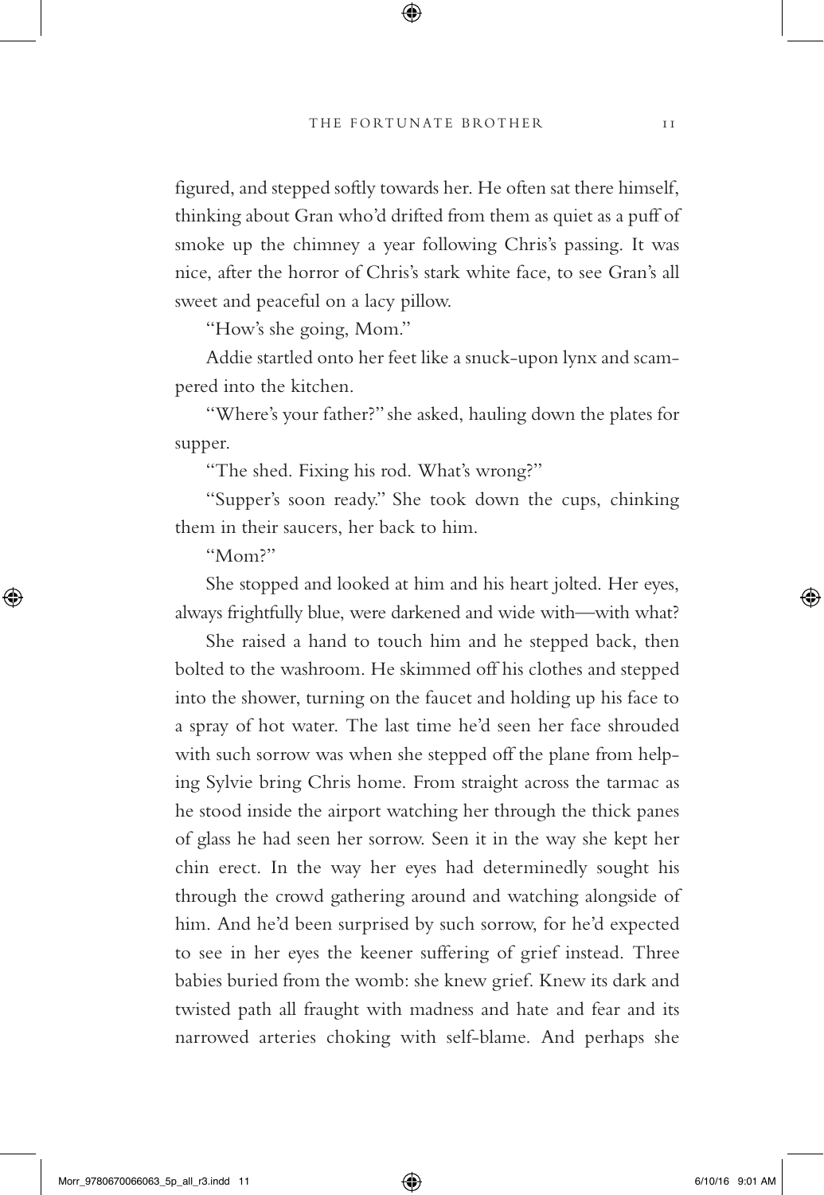figured, and stepped softly towards her. He often sat there himself, thinking about Gran who'd drifted from them as quiet as a puff of smoke up the chimney a year following Chris's passing. It was nice, after the horror of Chris's stark white face, to see Gran's all sweet and peaceful on a lacy pillow.

"How's she going, Mom."

Addie startled onto her feet like a snuck-upon lynx and scampered into the kitchen.

"Where's your father?" she asked, hauling down the plates for supper.

"The shed. Fixing his rod. What's wrong?"

"Supper's soon ready." She took down the cups, chinking them in their saucers, her back to him.

"Mom?"

She stopped and looked at him and his heart jolted. Her eyes, always frightfully blue, were darkened and wide with—with what?

She raised a hand to touch him and he stepped back, then bolted to the washroom. He skimmed off his clothes and stepped into the shower, turning on the faucet and holding up his face to a spray of hot water. The last time he'd seen her face shrouded with such sorrow was when she stepped off the plane from helping Sylvie bring Chris home. From straight across the tarmac as he stood inside the airport watching her through the thick panes of glass he had seen her sorrow. Seen it in the way she kept her chin erect. In the way her eyes had determinedly sought his through the crowd gathering around and watching alongside of him. And he'd been surprised by such sorrow, for he'd expected to see in her eyes the keener suffering of grief instead. Three babies buried from the womb: she knew grief. Knew its dark and twisted path all fraught with madness and hate and fear and its narrowed arteries choking with self-blame. And perhaps she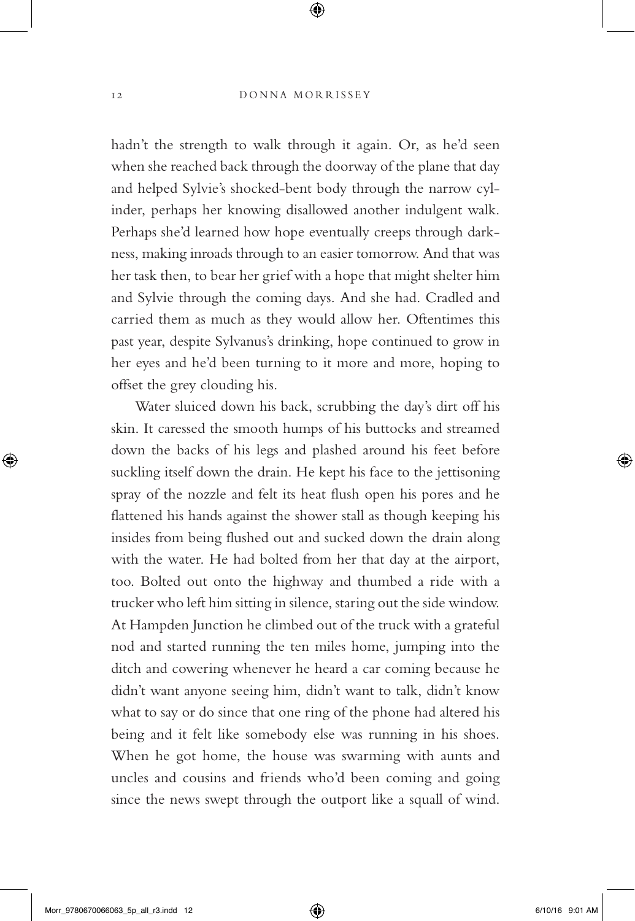hadn't the strength to walk through it again. Or, as he'd seen when she reached back through the doorway of the plane that day and helped Sylvie's shocked-bent body through the narrow cylinder, perhaps her knowing disallowed another indulgent walk. Perhaps she'd learned how hope eventually creeps through darkness, making inroads through to an easier tomorrow. And that was her task then, to bear her grief with a hope that might shelter him and Sylvie through the coming days. And she had. Cradled and carried them as much as they would allow her. Oftentimes this past year, despite Sylvanus's drinking, hope continued to grow in her eyes and he'd been turning to it more and more, hoping to offset the grey clouding his.

Water sluiced down his back, scrubbing the day's dirt off his skin. It caressed the smooth humps of his buttocks and streamed down the backs of his legs and plashed around his feet before suckling itself down the drain. He kept his face to the jettisoning spray of the nozzle and felt its heat flush open his pores and he flattened his hands against the shower stall as though keeping his insides from being flushed out and sucked down the drain along with the water. He had bolted from her that day at the airport, too. Bolted out onto the highway and thumbed a ride with a trucker who left him sitting in silence, staring out the side window. At Hampden Junction he climbed out of the truck with a grateful nod and started running the ten miles home, jumping into the ditch and cowering whenever he heard a car coming because he didn't want anyone seeing him, didn't want to talk, didn't know what to say or do since that one ring of the phone had altered his being and it felt like somebody else was running in his shoes. When he got home, the house was swarming with aunts and uncles and cousins and friends who'd been coming and going since the news swept through the outport like a squall of wind.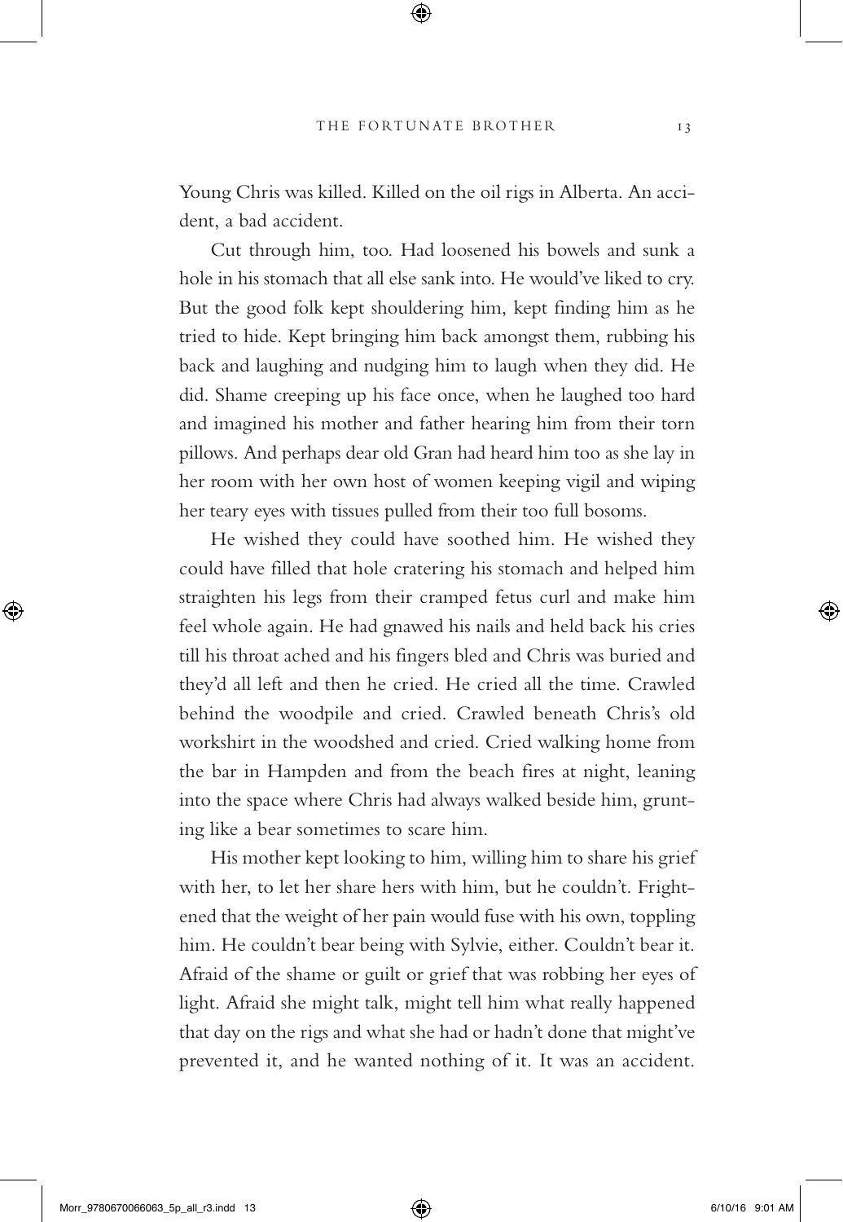Young Chris was killed. Killed on the oil rigs in Alberta. An accident, a bad accident.

Cut through him, too. Had loosened his bowels and sunk a hole in his stomach that all else sank into. He would've liked to cry. But the good folk kept shouldering him, kept finding him as he tried to hide. Kept bringing him back amongst them, rubbing his back and laughing and nudging him to laugh when they did. He did. Shame creeping up his face once, when he laughed too hard and imagined his mother and father hearing him from their torn pillows. And perhaps dear old Gran had heard him too as she lay in her room with her own host of women keeping vigil and wiping her teary eyes with tissues pulled from their too full bosoms.

He wished they could have soothed him. He wished they could have filled that hole cratering his stomach and helped him straighten his legs from their cramped fetus curl and make him feel whole again. He had gnawed his nails and held back his cries till his throat ached and his fingers bled and Chris was buried and they'd all left and then he cried. He cried all the time. Crawled behind the woodpile and cried. Crawled beneath Chris's old workshirt in the woodshed and cried. Cried walking home from the bar in Hampden and from the beach fires at night, leaning into the space where Chris had always walked beside him, grunting like a bear sometimes to scare him.

His mother kept looking to him, willing him to share his grief with her, to let her share hers with him, but he couldn't. Frightened that the weight of her pain would fuse with his own, toppling him. He couldn't bear being with Sylvie, either. Couldn't bear it. Afraid of the shame or guilt or grief that was robbing her eyes of light. Afraid she might talk, might tell him what really happened that day on the rigs and what she had or hadn't done that might've prevented it, and he wanted nothing of it. It was an accident.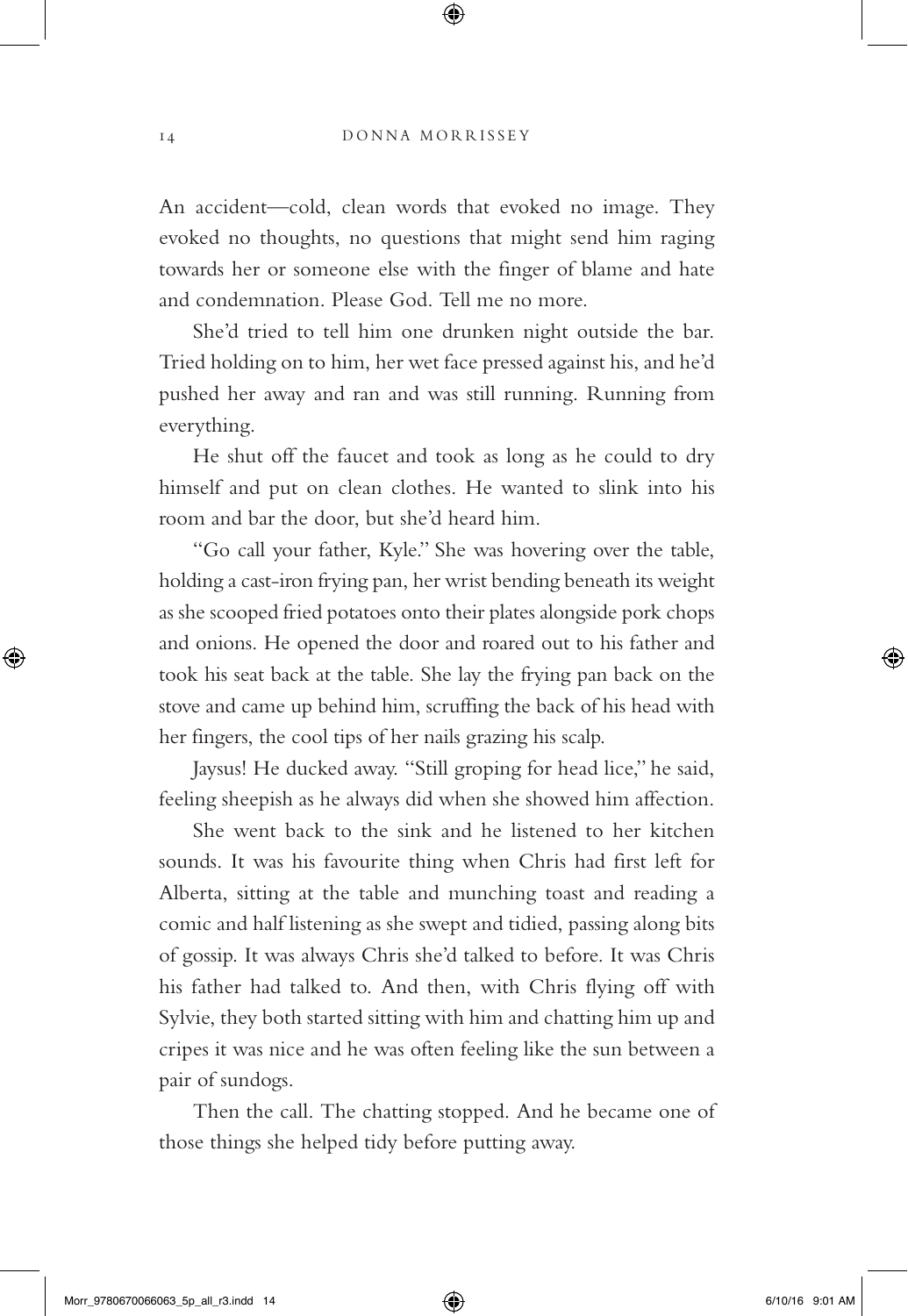An accident—cold, clean words that evoked no image. They evoked no thoughts, no questions that might send him raging towards her or someone else with the finger of blame and hate and condemnation. Please God. Tell me no more.

She'd tried to tell him one drunken night outside the bar. Tried holding on to him, her wet face pressed against his, and he'd pushed her away and ran and was still running. Running from everything.

He shut off the faucet and took as long as he could to dry himself and put on clean clothes. He wanted to slink into his room and bar the door, but she'd heard him.

"Go call your father, Kyle." She was hovering over the table, holding a cast-iron frying pan, her wrist bending beneath its weight as she scooped fried potatoes onto their plates alongside pork chops and onions. He opened the door and roared out to his father and took his seat back at the table. She lay the frying pan back on the stove and came up behind him, scruffing the back of his head with her fingers, the cool tips of her nails grazing his scalp.

Jaysus! He ducked away. "Still groping for head lice," he said, feeling sheepish as he always did when she showed him affection.

She went back to the sink and he listened to her kitchen sounds. It was his favourite thing when Chris had first left for Alberta, sitting at the table and munching toast and reading a comic and half listening as she swept and tidied, passing along bits of gossip. It was always Chris she'd talked to before. It was Chris his father had talked to. And then, with Chris flying off with Sylvie, they both started sitting with him and chatting him up and cripes it was nice and he was often feeling like the sun between a pair of sundogs.

Then the call. The chatting stopped. And he became one of those things she helped tidy before putting away.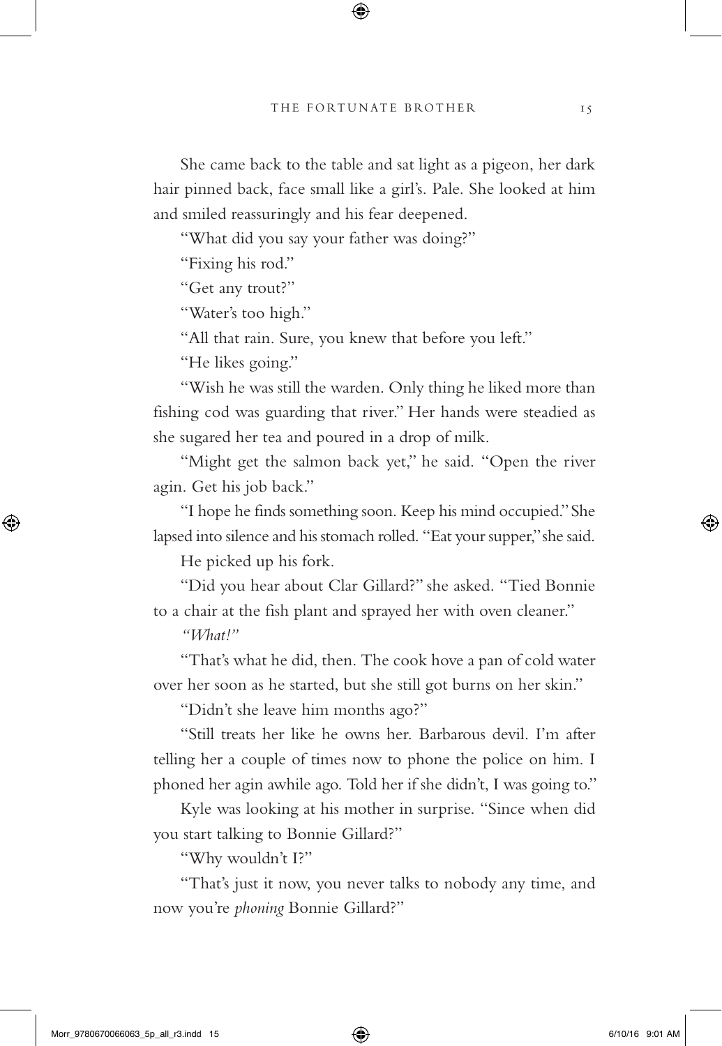She came back to the table and sat light as a pigeon, her dark hair pinned back, face small like a girl's. Pale. She looked at him and smiled reassuringly and his fear deepened.

"What did you say your father was doing?"

"Fixing his rod."

"Get any trout?"

"Water's too high."

"All that rain. Sure, you knew that before you left."

"He likes going."

"Wish he was still the warden. Only thing he liked more than fishing cod was guarding that river." Her hands were steadied as she sugared her tea and poured in a drop of milk.

"Might get the salmon back yet," he said. "Open the river agin. Get his job back."

"I hope he finds something soon. Keep his mind occupied." She lapsed into silence and his stomach rolled. "Eat your supper," she said.

He picked up his fork.

"Did you hear about Clar Gillard?" she asked. "Tied Bonnie to a chair at the fish plant and sprayed her with oven cleaner."

*"What!"*

"That's what he did, then. The cook hove a pan of cold water over her soon as he started, but she still got burns on her skin."

"Didn't she leave him months ago?"

"Still treats her like he owns her. Barbarous devil. I'm after telling her a couple of times now to phone the police on him. I phoned her agin awhile ago. Told her if she didn't, I was going to."

Kyle was looking at his mother in surprise. "Since when did you start talking to Bonnie Gillard?"

"Why wouldn't I?"

"That's just it now, you never talks to nobody any time, and now you're *phoning* Bonnie Gillard?"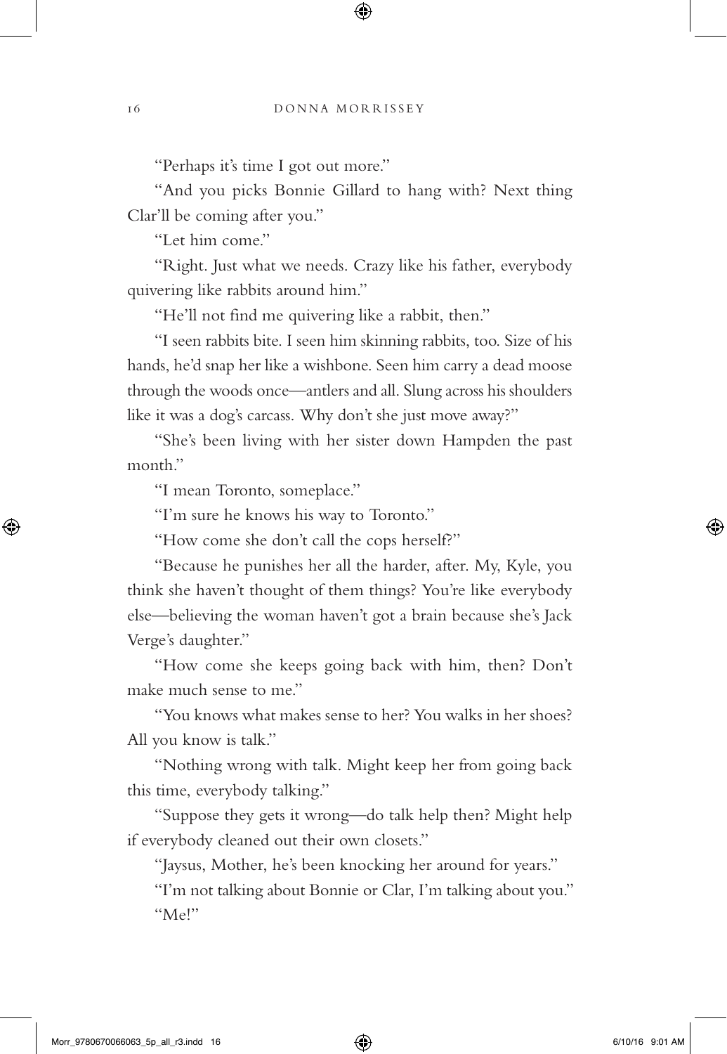"Perhaps it's time I got out more."

"And you picks Bonnie Gillard to hang with? Next thing Clar'll be coming after you."

"Let him come."

"Right. Just what we needs. Crazy like his father, everybody quivering like rabbits around him."

"He'll not find me quivering like a rabbit, then."

"I seen rabbits bite. I seen him skinning rabbits, too. Size of his hands, he'd snap her like a wishbone. Seen him carry a dead moose through the woods once—antlers and all. Slung across his shoulders like it was a dog's carcass. Why don't she just move away?"

"She's been living with her sister down Hampden the past month."

"I mean Toronto, someplace."

"I'm sure he knows his way to Toronto."

"How come she don't call the cops herself?"

"Because he punishes her all the harder, after. My, Kyle, you think she haven't thought of them things? You're like everybody else—believing the woman haven't got a brain because she's Jack Verge's daughter."

"How come she keeps going back with him, then? Don't make much sense to me."

"You knows what makes sense to her? You walks in her shoes? All you know is talk."

"Nothing wrong with talk. Might keep her from going back this time, everybody talking."

"Suppose they gets it wrong—do talk help then? Might help if everybody cleaned out their own closets."

"Jaysus, Mother, he's been knocking her around for years."

"I'm not talking about Bonnie or Clar, I'm talking about you."

"Me!"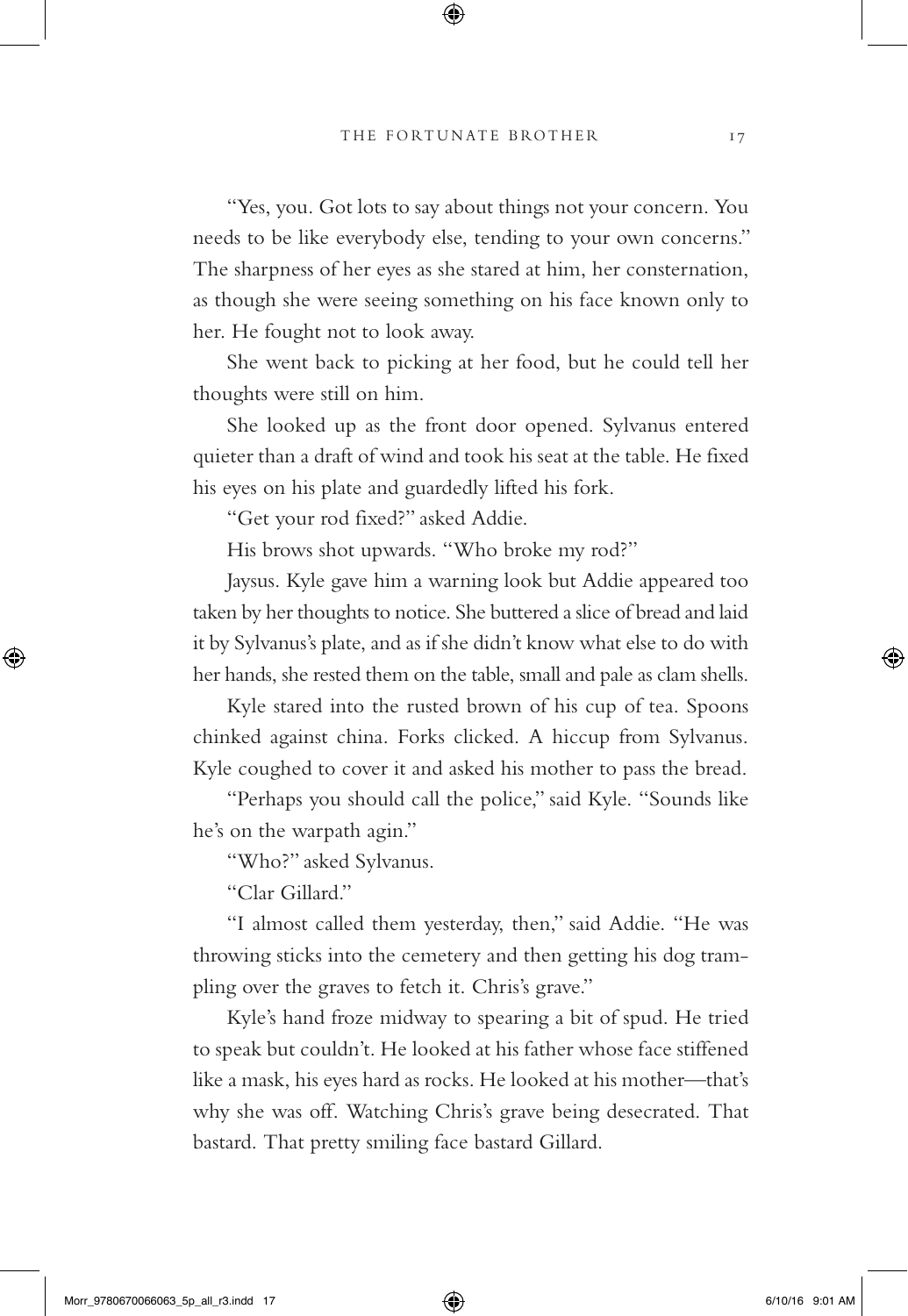"Yes, you. Got lots to say about things not your concern. You needs to be like everybody else, tending to your own concerns." The sharpness of her eyes as she stared at him, her consternation, as though she were seeing something on his face known only to her. He fought not to look away.

She went back to picking at her food, but he could tell her thoughts were still on him.

She looked up as the front door opened. Sylvanus entered quieter than a draft of wind and took his seat at the table. He fixed his eyes on his plate and guardedly lifted his fork.

"Get your rod fixed?" asked Addie.

His brows shot upwards. "Who broke my rod?"

Jaysus. Kyle gave him a warning look but Addie appeared too taken by her thoughts to notice. She buttered a slice of bread and laid it by Sylvanus's plate, and as if she didn't know what else to do with her hands, she rested them on the table, small and pale as clam shells.

Kyle stared into the rusted brown of his cup of tea. Spoons chinked against china. Forks clicked. A hiccup from Sylvanus. Kyle coughed to cover it and asked his mother to pass the bread.

"Perhaps you should call the police," said Kyle. "Sounds like he's on the warpath agin."

"Who?" asked Sylvanus.

"Clar Gillard."

"I almost called them yesterday, then," said Addie. "He was throwing sticks into the cemetery and then getting his dog trampling over the graves to fetch it. Chris's grave."

Kyle's hand froze midway to spearing a bit of spud. He tried to speak but couldn't. He looked at his father whose face stiffened like a mask, his eyes hard as rocks. He looked at his mother—that's why she was off. Watching Chris's grave being desecrated. That bastard. That pretty smiling face bastard Gillard.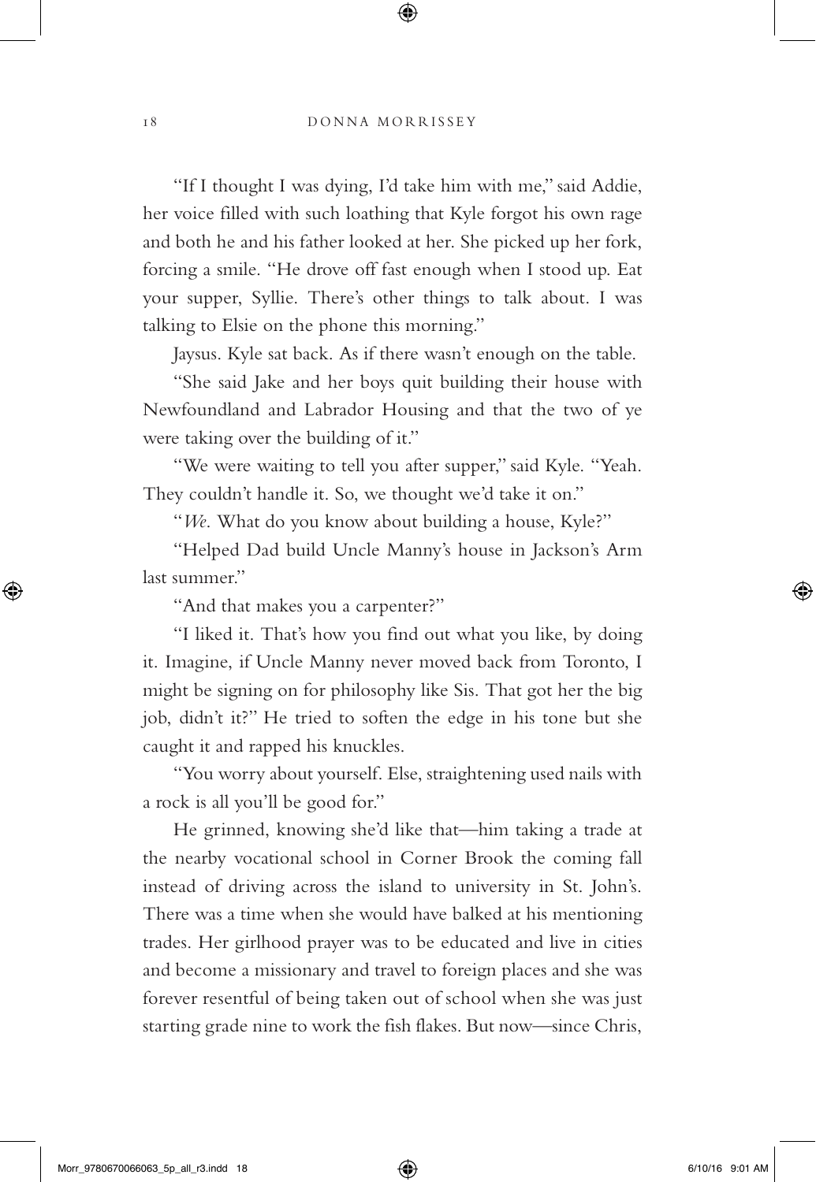"If I thought I was dying, I'd take him with me," said Addie, her voice filled with such loathing that Kyle forgot his own rage and both he and his father looked at her. She picked up her fork, forcing a smile. "He drove off fast enough when I stood up. Eat your supper, Syllie. There's other things to talk about. I was talking to Elsie on the phone this morning."

Jaysus. Kyle sat back. As if there wasn't enough on the table.

"She said Jake and her boys quit building their house with Newfoundland and Labrador Housing and that the two of ye were taking over the building of it."

"We were waiting to tell you after supper," said Kyle. "Yeah. They couldn't handle it. So, we thought we'd take it on."

"*We*. What do you know about building a house, Kyle?"

"Helped Dad build Uncle Manny's house in Jackson's Arm last summer."

"And that makes you a carpenter?"

"I liked it. That's how you find out what you like, by doing it. Imagine, if Uncle Manny never moved back from Toronto, I might be signing on for philosophy like Sis. That got her the big job, didn't it?" He tried to soften the edge in his tone but she caught it and rapped his knuckles.

"You worry about yourself. Else, straightening used nails with a rock is all you'll be good for."

He grinned, knowing she'd like that—him taking a trade at the nearby vocational school in Corner Brook the coming fall instead of driving across the island to university in St. John's. There was a time when she would have balked at his mentioning trades. Her girlhood prayer was to be educated and live in cities and become a missionary and travel to foreign places and she was forever resentful of being taken out of school when she was just starting grade nine to work the fish flakes. But now—since Chris,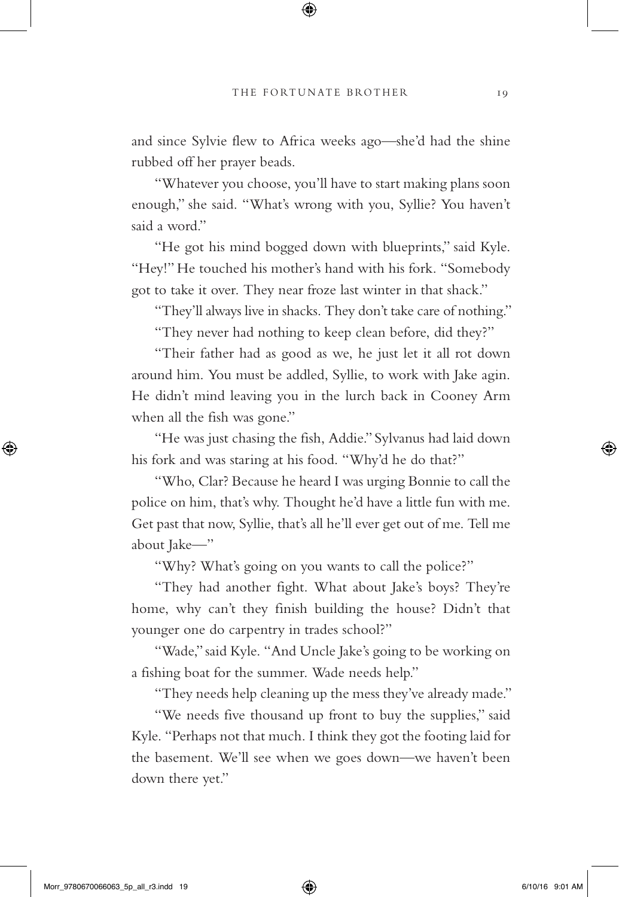and since Sylvie flew to Africa weeks ago—she'd had the shine rubbed off her prayer beads.

"Whatever you choose, you'll have to start making plans soon enough," she said. "What's wrong with you, Syllie? You haven't said a word."

"He got his mind bogged down with blueprints," said Kyle. "Hey!" He touched his mother's hand with his fork. "Somebody got to take it over. They near froze last winter in that shack."

"They'll always live in shacks. They don't take care of nothing."

"They never had nothing to keep clean before, did they?"

"Their father had as good as we, he just let it all rot down around him. You must be addled, Syllie, to work with Jake agin. He didn't mind leaving you in the lurch back in Cooney Arm when all the fish was gone."

"He was just chasing the fish, Addie." Sylvanus had laid down his fork and was staring at his food. "Why'd he do that?"

"Who, Clar? Because he heard I was urging Bonnie to call the police on him, that's why. Thought he'd have a little fun with me. Get past that now, Syllie, that's all he'll ever get out of me. Tell me about Jake—"

"Why? What's going on you wants to call the police?"

"They had another fight. What about Jake's boys? They're home, why can't they finish building the house? Didn't that younger one do carpentry in trades school?"

"Wade," said Kyle. "And Uncle Jake's going to be working on a fishing boat for the summer. Wade needs help."

"They needs help cleaning up the mess they've already made."

"We needs five thousand up front to buy the supplies," said Kyle. "Perhaps not that much. I think they got the footing laid for the basement. We'll see when we goes down—we haven't been down there yet."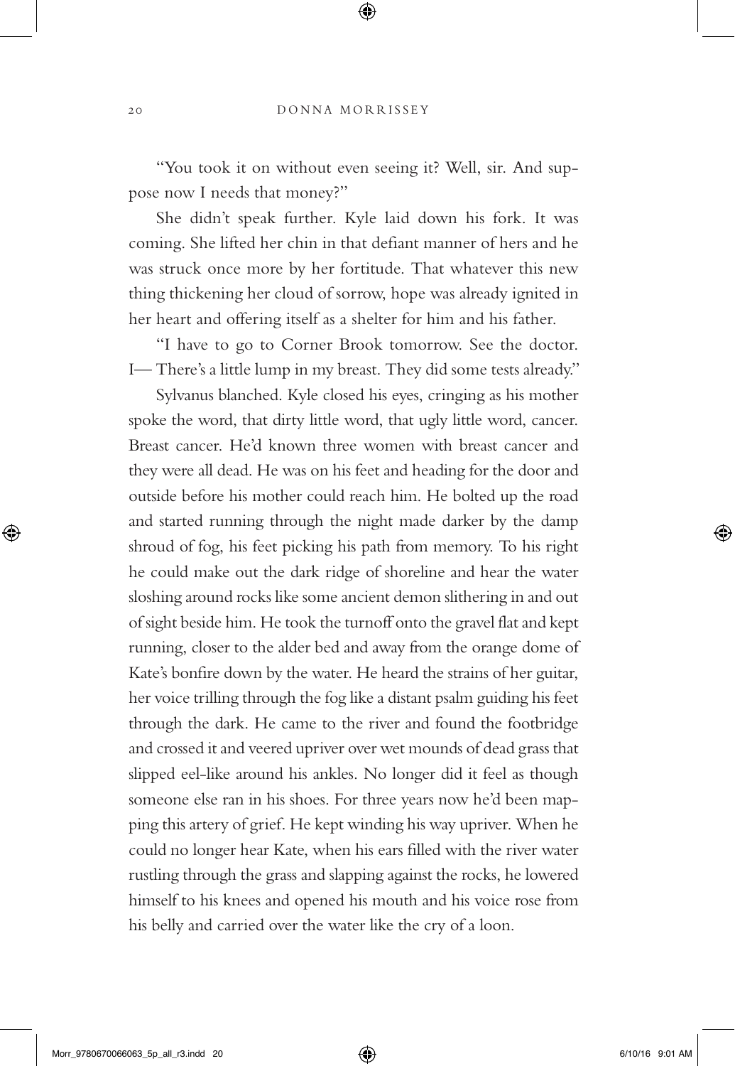"You took it on without even seeing it? Well, sir. And suppose now I needs that money?"

She didn't speak further. Kyle laid down his fork. It was coming. She lifted her chin in that defiant manner of hers and he was struck once more by her fortitude. That whatever this new thing thickening her cloud of sorrow, hope was already ignited in her heart and offering itself as a shelter for him and his father.

"I have to go to Corner Brook tomorrow. See the doctor. I— There's a little lump in my breast. They did some tests already."

Sylvanus blanched. Kyle closed his eyes, cringing as his mother spoke the word, that dirty little word, that ugly little word, cancer. Breast cancer. He'd known three women with breast cancer and they were all dead. He was on his feet and heading for the door and outside before his mother could reach him. He bolted up the road and started running through the night made darker by the damp shroud of fog, his feet picking his path from memory. To his right he could make out the dark ridge of shoreline and hear the water sloshing around rocks like some ancient demon slithering in and out of sight beside him. He took the turnoff onto the gravel flat and kept running, closer to the alder bed and away from the orange dome of Kate's bonfire down by the water. He heard the strains of her guitar, her voice trilling through the fog like a distant psalm guiding his feet through the dark. He came to the river and found the footbridge and crossed it and veered upriver over wet mounds of dead grass that slipped eel-like around his ankles. No longer did it feel as though someone else ran in his shoes. For three years now he'd been mapping this artery of grief. He kept winding his way upriver. When he could no longer hear Kate, when his ears filled with the river water rustling through the grass and slapping against the rocks, he lowered himself to his knees and opened his mouth and his voice rose from his belly and carried over the water like the cry of a loon.